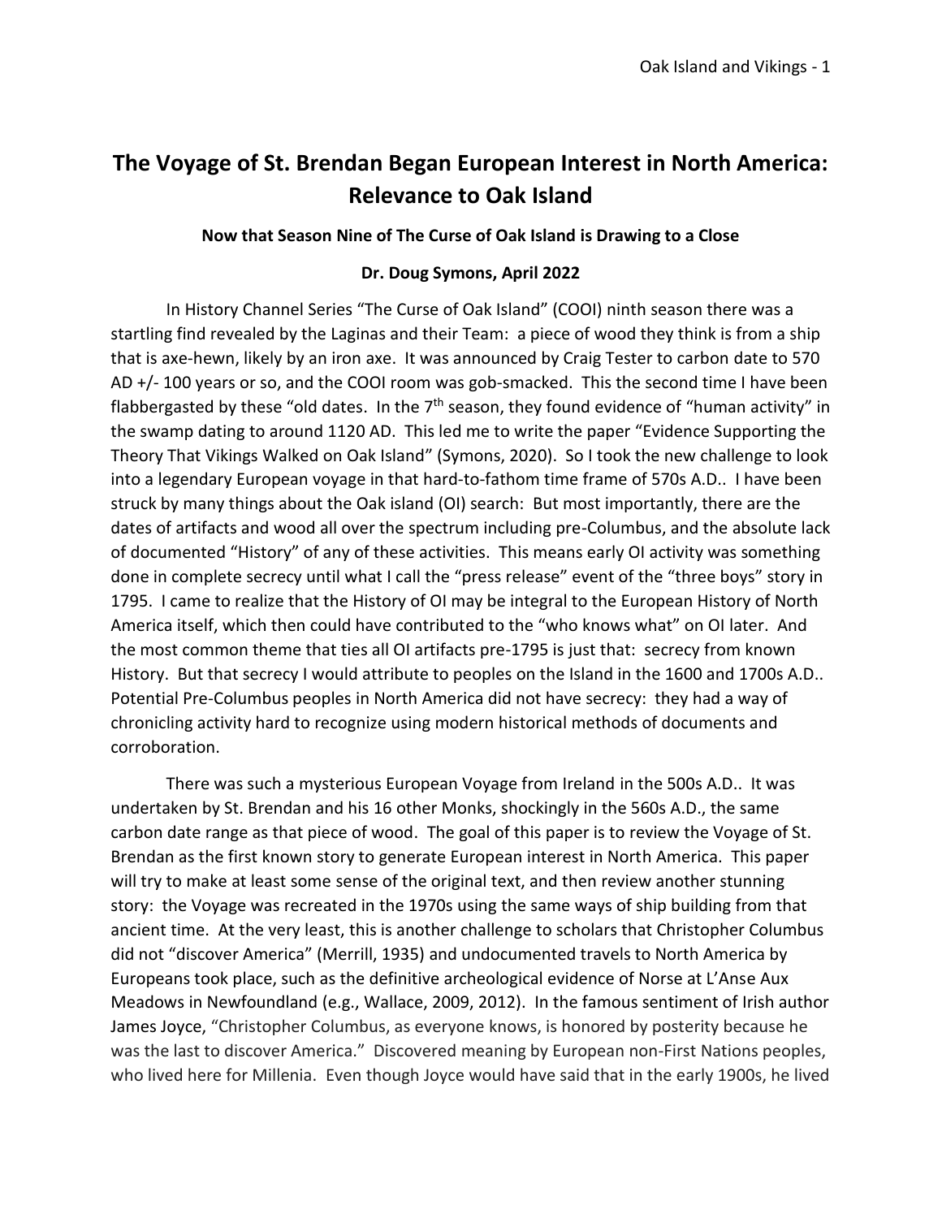# The Voyage of St. Brendan Began European Interest in North America: Relevance to Oak Island

**Now that Season Nine of The Curse of Oak Island is Drawing to a Close**

**Dr. Doug Symons, April 2022**

In History Channel Series "The Curse of Oak Island" (COOI) ninth season there was a startling find revealed by the Laginas and their Team: a piece of wood they think is from a ship that is axe-hewn, likely by an iron axe. It was announced by Craig Tester to carbon date to 570 AD +/- 100 years or so, and the COOI room was gob-smacked. This the second time I have been flabbergasted by these "old dates. In the 7th season, they found evidence of "human activity" in the swamp dating to around 1120 AD. This led me to write the paper "Evidence Supporting the Theory That Vikings Walked on Oak Island" (Symons, 2020). So I took the new challenge to look into a legendary European voyage in that hard-to-fathom time frame of 570s A.D.. I have been struck by many things about the Oak island (OI) search: But most importantly, there are the dates of artifacts and wood all over the spectrum including pre-Columbus, and the absolute lack of documented "History" of any of these activities. This means early OI activity was something done in complete secrecy until what I call the "press release" event of the "three boys" story in 1795. I came to realize that the History of OI may be integral to the European History of North America itself, which then could have contributed to the "who knows what" on OI later. And the most common theme that ties all OI artifacts pre-1795 is just that: secrecy from known History. But that secrecy I would attribute to peoples on the Island in the 1600 and 1700s A.D.. Potential Pre-Columbus peoples in North America did not have secrecy: they had a way of chronicling activity hard to recognize using modern historical methods of documents and corroboration.

There was such a mysterious European Voyage from Ireland in the 500s A.D.. It was undertaken by St. Brendan and his 16 other Monks, shockingly in the 560s A.D., the same carbon date range as that piece of wood. The goal of this paper is to review the Voyage of St. Brendan as the first known story to generate European interest in North America. This paper will try to make at least some sense of the original text, and then review another stunning story: the Voyage was recreated in the 1970s using the same ways of ship building from that ancient time. At the very least, this is another challenge to scholars that Christopher Columbus did not "discover America" (Merrill, 1935) and undocumented travels to North America by Europeans took place, such as the definitive archeological evidence of Norse at L'Anse Aux Meadows in Newfoundland (e.g., Wallace, 2009, 2012). In the famous sentiment of Irish author James Joyce, "Christopher Columbus, as everyone knows, is honored by posterity because he was the last to discover America." Discovered meaning by European non-First Nations peoples, who lived here for Millenia. Even though Joyce would have said that in the early 1900s, he lived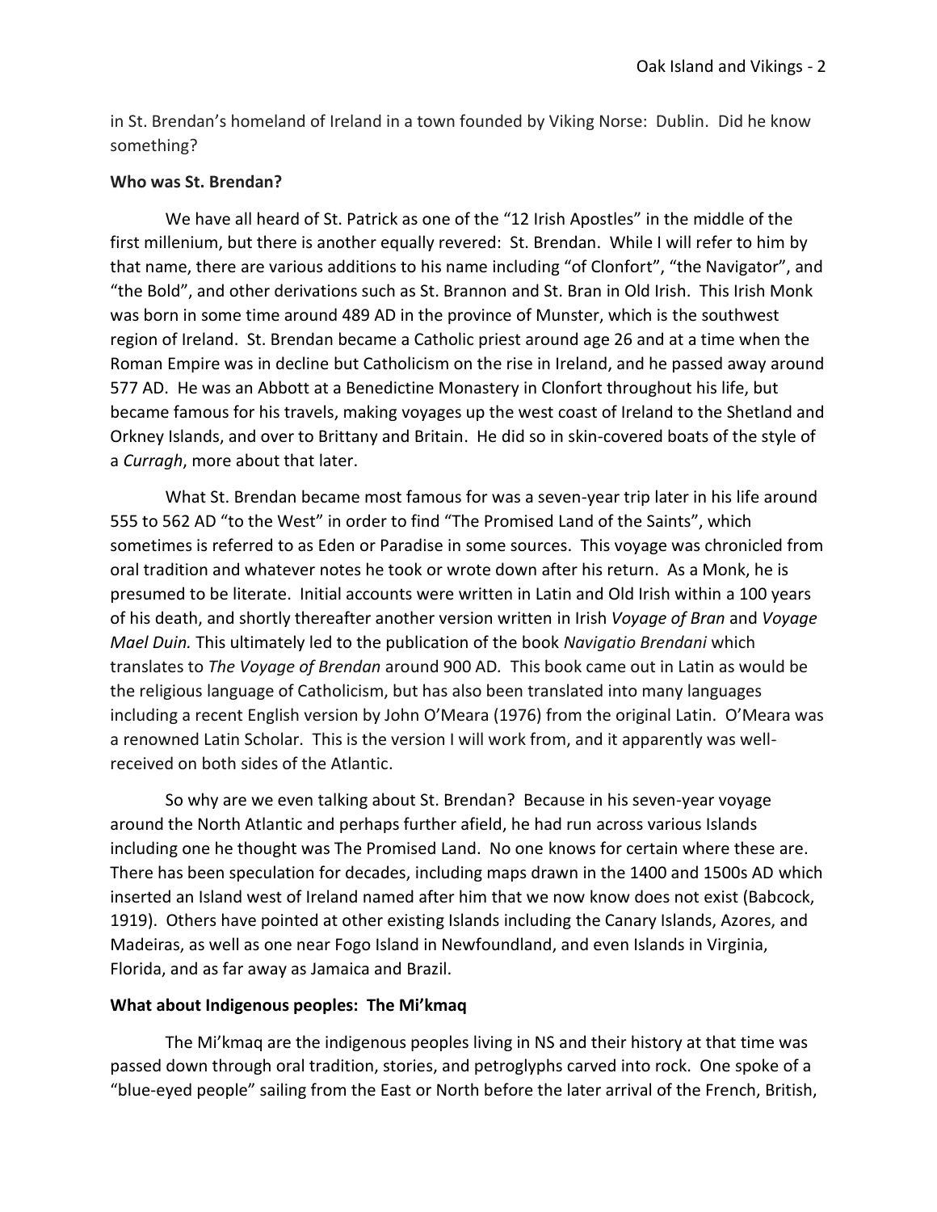in St. Brendan's homeland of Ireland in a town founded by Viking Norse: Dublin. Did he know something?

**Who was St. Brendan?**

We have all heard of St. Patrick as one of the "12 Irish Apostles" in the middle of the first millenium, but there is another equally revered: St. Brendan. While I will refer to him by that name, there are various additions to his name including "of Clonfort", "the Navigator", and "the Bold", and other derivations such as St. Brannon and St. Bran in Old Irish. This Irish Monk was born in some time around 489 AD in the province of Munster, which is the southwest region of Ireland. St. Brendan became a Catholic priest around age 26 and at a time when the Roman Empire was in decline but Catholicism on the rise in Ireland, and he passed away around 577 AD. He was an Abbott at a Benedictine Monastery in Clonfort throughout his life, but became famous for his travels, making voyages up the west coast of Ireland to the Shetland and Orkney Islands, and over to Brittany and Britain. He did so in skin-covered boats of the style of a *Curragh*, more about that later.

What St. Brendan became most famous for was a seven-year trip later in his life around 555 to 562 AD "to the West" in order to find "The Promised Land of the Saints", which sometimes is referred to as Eden or Paradise in some sources. This voyage was chronicled from oral tradition and whatever notes he took or wrote down after his return. As a Monk, he is presumed to be literate. Initial accounts were written in Latin and Old Irish within a 100 years of his death, and shortly thereafter another version written in Irish *Voyage of Bran* and *Voyage Mael Duin.* This ultimately led to the publication of the book *Navigatio Brendani* which translates to *The Voyage of Brendan* around 900 AD. This book came out in Latin as would be the religious language of Catholicism, but has also been translated into many languages including a recent English version by John O'Meara (1976) from the original Latin. O'Meara was a renowned Latin Scholar. This is the version I will work from, and it apparently was well-received on both sides of the Atlantic.

So why are we even talking about St. Brendan? Because in his seven-year voyage around the North Atlantic and perhaps further afield, he had run across various Islands including one he thought was The Promised Land. No one knows for certain where these are. There has been speculation for decades, including maps drawn in the 1400 and 1500s AD which inserted an Island west of Ireland named after him that we now know does not exist (Babcock, 1919). Others have pointed at other existing Islands including the Canary Islands, Azores, and Madeiras, as well as one near Fogo Island in Newfoundland, and even Islands in Virginia, Florida, and as far away as Jamaica and Brazil.

**What about Indigenous peoples: The Mi'kmaq**

The Mi'kmaq are the indigenous peoples living in NS and their history at that time was passed down through oral tradition, stories, and petroglyphs carved into rock. One spoke of a "blue-eyed people" sailing from the East or North before the later arrival of the French, British,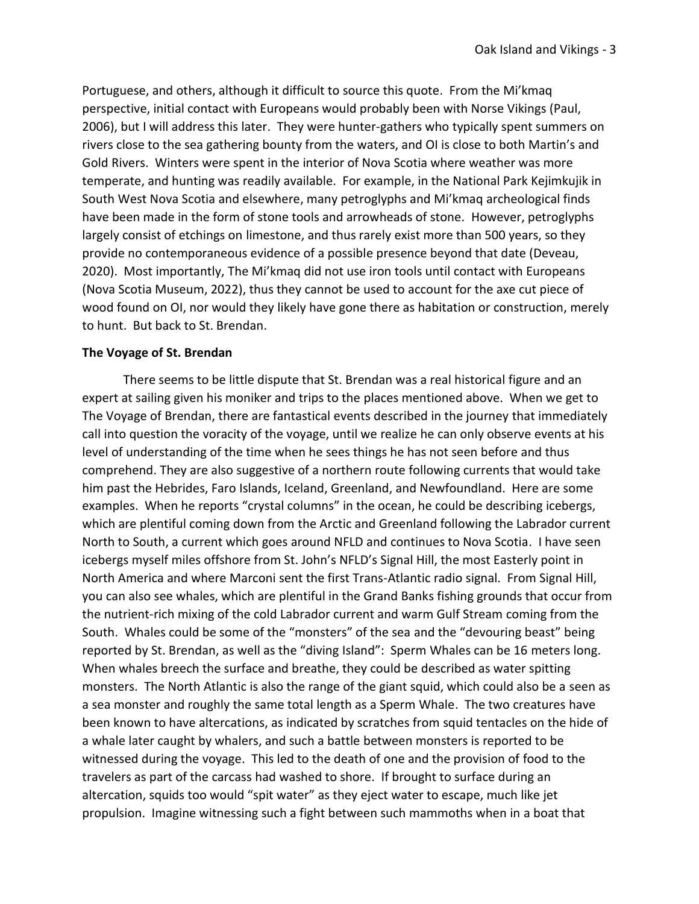Portuguese, and others, although it difficult to source this quote. From the Mi'kmaq perspective, initial contact with Europeans would probably been with Norse Vikings (Paul, 2006), but I will address this later. They were hunter-gathers who typically spent summers on rivers close to the sea gathering bounty from the waters, and OI is close to both Martin's and Gold Rivers. Winters were spent in the interior of Nova Scotia where weather was more temperate, and hunting was readily available. For example, in the National Park Kejimkujik in South West Nova Scotia and elsewhere, many petroglyphs and Mi'kmaq archeological finds have been made in the form of stone tools and arrowheads of stone. However, petroglyphs largely consist of etchings on limestone, and thus rarely exist more than 500 years, so they provide no contemporaneous evidence of a possible presence beyond that date (Deveau, 2020). Most importantly, The Mi'kmaq did not use iron tools until contact with Europeans (Nova Scotia Museum, 2022), thus they cannot be used to account for the axe cut piece of wood found on OI, nor would they likely have gone there as habitation or construction, merely to hunt. But back to St. Brendan.

**The Voyage of St. Brendan**

There seems to be little dispute that St. Brendan was a real historical figure and an expert at sailing given his moniker and trips to the places mentioned above. When we get to The Voyage of Brendan, there are fantastical events described in the journey that immediately call into question the voracity of the voyage, until we realize he can only observe events at his level of understanding of the time when he sees things he has not seen before and thus comprehend. They are also suggestive of a northern route following currents that would take him past the Hebrides, Faro Islands, Iceland, Greenland, and Newfoundland. Here are some examples. When he reports "crystal columns" in the ocean, he could be describing icebergs, which are plentiful coming down from the Arctic and Greenland following the Labrador current North to South, a current which goes around NFLD and continues to Nova Scotia. I have seen icebergs myself miles offshore from St. John's NFLD's Signal Hill, the most Easterly point in North America and where Marconi sent the first Trans-Atlantic radio signal. From Signal Hill, you can also see whales, which are plentiful in the Grand Banks fishing grounds that occur from the nutrient-rich mixing of the cold Labrador current and warm Gulf Stream coming from the South. Whales could be some of the "monsters" of the sea and the "devouring beast" being reported by St. Brendan, as well as the "diving Island": Sperm Whales can be 16 meters long. When whales breech the surface and breathe, they could be described as water spitting monsters. The North Atlantic is also the range of the giant squid, which could also be a seen as a sea monster and roughly the same total length as a Sperm Whale. The two creatures have been known to have altercations, as indicated by scratches from squid tentacles on the hide of a whale later caught by whalers, and such a battle between monsters is reported to be witnessed during the voyage. This led to the death of one and the provision of food to the travelers as part of the carcass had washed to shore. If brought to surface during an altercation, squids too would "spit water" as they eject water to escape, much like jet propulsion. Imagine witnessing such a fight between such mammoths when in a boat that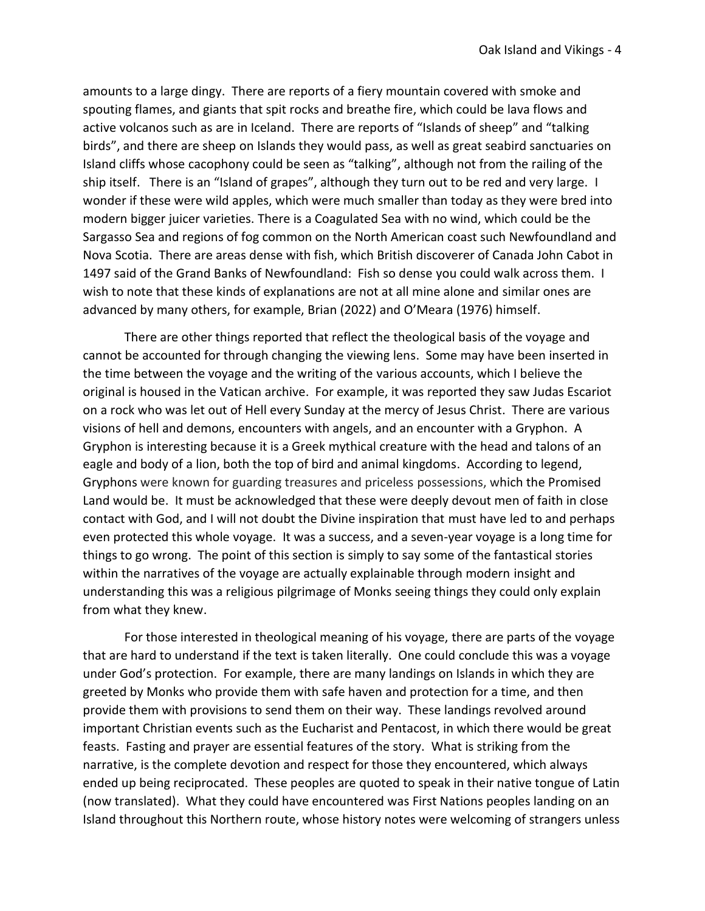amounts to a large dingy. There are reports of a fiery mountain covered with smoke and spouting flames, and giants that spit rocks and breathe fire, which could be lava flows and active volcanos such as are in Iceland. There are reports of "Islands of sheep" and "talking birds", and there are sheep on Islands they would pass, as well as great seabird sanctuaries on Island cliffs whose cacophony could be seen as "talking", although not from the railing of the ship itself. There is an "Island of grapes", although they turn out to be red and very large. I wonder if these were wild apples, which were much smaller than today as they were bred into modern bigger juicer varieties. There is a Coagulated Sea with no wind, which could be the Sargasso Sea and regions of fog common on the North American coast such Newfoundland and Nova Scotia. There are areas dense with fish, which British discoverer of Canada John Cabot in 1497 said of the Grand Banks of Newfoundland: Fish so dense you could walk across them. I wish to note that these kinds of explanations are not at all mine alone and similar ones are advanced by many others, for example, Brian (2022) and O'Meara (1976) himself.

There are other things reported that reflect the theological basis of the voyage and cannot be accounted for through changing the viewing lens. Some may have been inserted in the time between the voyage and the writing of the various accounts, which I believe the original is housed in the Vatican archive. For example, it was reported they saw Judas Escariot on a rock who was let out of Hell every Sunday at the mercy of Jesus Christ. There are various visions of hell and demons, encounters with angels, and an encounter with a Gryphon. A Gryphon is interesting because it is a Greek mythical creature with the head and talons of an eagle and body of a lion, both the top of bird and animal kingdoms. According to legend, Gryphons were known for guarding treasures and priceless possessions, which the Promised Land would be. It must be acknowledged that these were deeply devout men of faith in close contact with God, and I will not doubt the Divine inspiration that must have led to and perhaps even protected this whole voyage. It was a success, and a seven-year voyage is a long time for things to go wrong. The point of this section is simply to say some of the fantastical stories within the narratives of the voyage are actually explainable through modern insight and understanding this was a religious pilgrimage of Monks seeing things they could only explain from what they knew.

For those interested in theological meaning of his voyage, there are parts of the voyage that are hard to understand if the text is taken literally. One could conclude this was a voyage under God's protection. For example, there are many landings on Islands in which they are greeted by Monks who provide them with safe haven and protection for a time, and then provide them with provisions to send them on their way. These landings revolved around important Christian events such as the Eucharist and Pentacost, in which there would be great feasts. Fasting and prayer are essential features of the story. What is striking from the narrative, is the complete devotion and respect for those they encountered, which always ended up being reciprocated. These peoples are quoted to speak in their native tongue of Latin (now translated). What they could have encountered was First Nations peoples landing on an Island throughout this Northern route, whose history notes were welcoming of strangers unless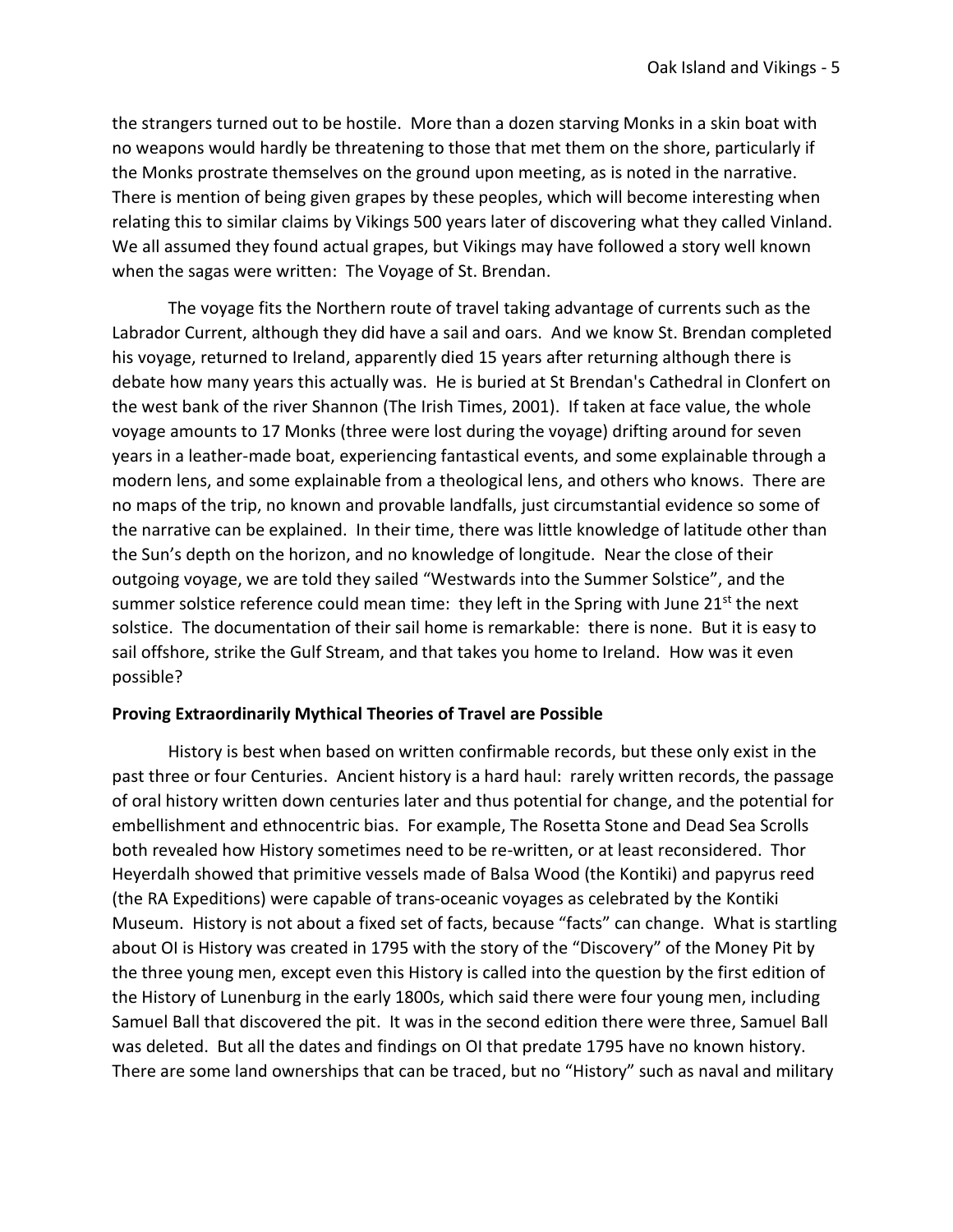the strangers turned out to be hostile. More than a dozen starving Monks in a skin boat with no weapons would hardly be threatening to those that met them on the shore, particularly if the Monks prostrate themselves on the ground upon meeting, as is noted in the narrative. There is mention of being given grapes by these peoples, which will become interesting when relating this to similar claims by Vikings 500 years later of discovering what they called Vinland. We all assumed they found actual grapes, but Vikings may have followed a story well known when the sagas were written: The Voyage of St. Brendan.

The voyage fits the Northern route of travel taking advantage of currents such as the Labrador Current, although they did have a sail and oars. And we know St. Brendan completed his voyage, returned to Ireland, apparently died 15 years after returning although there is debate how many years this actually was. He is buried at St Brendan's Cathedral in Clonfert on the west bank of the river Shannon (The Irish Times, 2001). If taken at face value, the whole voyage amounts to 17 Monks (three were lost during the voyage) drifting around for seven years in a leather-made boat, experiencing fantastical events, and some explainable through a modern lens, and some explainable from a theological lens, and others who knows. There are no maps of the trip, no known and provable landfalls, just circumstantial evidence so some of the narrative can be explained. In their time, there was little knowledge of latitude other than the Sun's depth on the horizon, and no knowledge of longitude. Near the close of their outgoing voyage, we are told they sailed "Westwards into the Summer Solstice", and the summer solstice reference could mean time: they left in the Spring with June 21st the next solstice. The documentation of their sail home is remarkable: there is none. But it is easy to sail offshore, strike the Gulf Stream, and that takes you home to Ireland. How was it even possible?

**Proving Extraordinarily Mythical Theories of Travel are Possible**

History is best when based on written confirmable records, but these only exist in the past three or four Centuries. Ancient history is a hard haul: rarely written records, the passage of oral history written down centuries later and thus potential for change, and the potential for embellishment and ethnocentric bias. For example, The Rosetta Stone and Dead Sea Scrolls both revealed how History sometimes need to be re-written, or at least reconsidered. Thor Heyerdalh showed that primitive vessels made of Balsa Wood (the Kontiki) and papyrus reed (the RA Expeditions) were capable of trans-oceanic voyages as celebrated by the Kontiki Museum. History is not about a fixed set of facts, because "facts" can change. What is startling about OI is History was created in 1795 with the story of the "Discovery" of the Money Pit by the three young men, except even this History is called into the question by the first edition of the History of Lunenburg in the early 1800s, which said there were four young men, including Samuel Ball that discovered the pit. It was in the second edition there were three, Samuel Ball was deleted. But all the dates and findings on OI that predate 1795 have no known history. There are some land ownerships that can be traced, but no "History" such as naval and military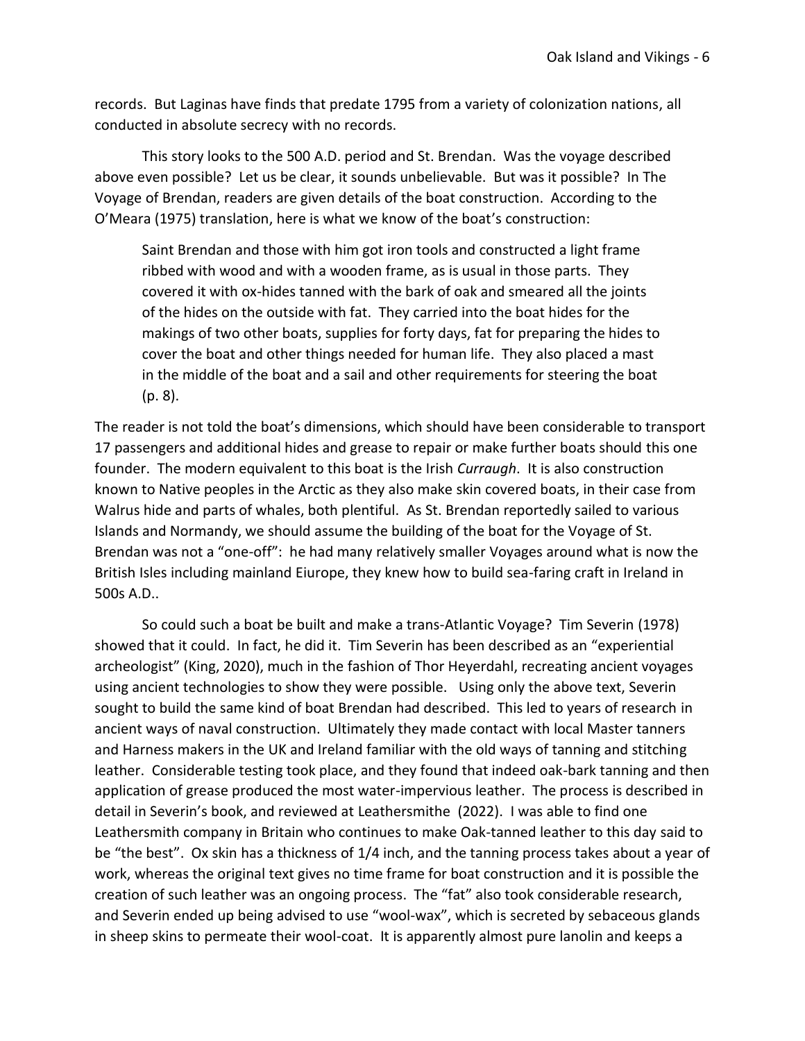records. But Laginas have finds that predate 1795 from a variety of colonization nations, all conducted in absolute secrecy with no records.

This story looks to the 500 A.D. period and St. Brendan. Was the voyage described above even possible? Let us be clear, it sounds unbelievable. But was it possible? In The Voyage of Brendan, readers are given details of the boat construction. According to the O'Meara (1975) translation, here is what we know of the boat's construction:

> Saint Brendan and those with him got iron tools and constructed a light frame ribbed with wood and with a wooden frame, as is usual in those parts. They covered it with ox-hides tanned with the bark of oak and smeared all the joints of the hides on the outside with fat. They carried into the boat hides for the makings of two other boats, supplies for forty days, fat for preparing the hides to cover the boat and other things needed for human life. They also placed a mast in the middle of the boat and a sail and other requirements for steering the boat (p. 8).

The reader is not told the boat's dimensions, which should have been considerable to transport 17 passengers and additional hides and grease to repair or make further boats should this one founder. The modern equivalent to this boat is the Irish *Curraugh*. It is also construction known to Native peoples in the Arctic as they also make skin covered boats, in their case from Walrus hide and parts of whales, both plentiful. As St. Brendan reportedly sailed to various Islands and Normandy, we should assume the building of the boat for the Voyage of St. Brendan was not a "one-off": he had many relatively smaller Voyages around what is now the British Isles including mainland Eiurope, they knew how to build sea-faring craft in Ireland in 500s A.D..

So could such a boat be built and make a trans-Atlantic Voyage? Tim Severin (1978) showed that it could. In fact, he did it. Tim Severin has been described as an "experiential archeologist" (King, 2020), much in the fashion of Thor Heyerdahl, recreating ancient voyages using ancient technologies to show they were possible. Using only the above text, Severin sought to build the same kind of boat Brendan had described. This led to years of research in ancient ways of naval construction. Ultimately they made contact with local Master tanners and Harness makers in the UK and Ireland familiar with the old ways of tanning and stitching leather. Considerable testing took place, and they found that indeed oak-bark tanning and then application of grease produced the most water-impervious leather. The process is described in detail in Severin's book, and reviewed at Leathersmithe (2022). I was able to find one Leathersmith company in Britain who continues to make Oak-tanned leather to this day said to be "the best". Ox skin has a thickness of 1/4 inch, and the tanning process takes about a year of work, whereas the original text gives no time frame for boat construction and it is possible the creation of such leather was an ongoing process. The "fat" also took considerable research, and Severin ended up being advised to use "wool-wax", which is secreted by sebaceous glands in sheep skins to permeate their wool-coat. It is apparently almost pure lanolin and keeps a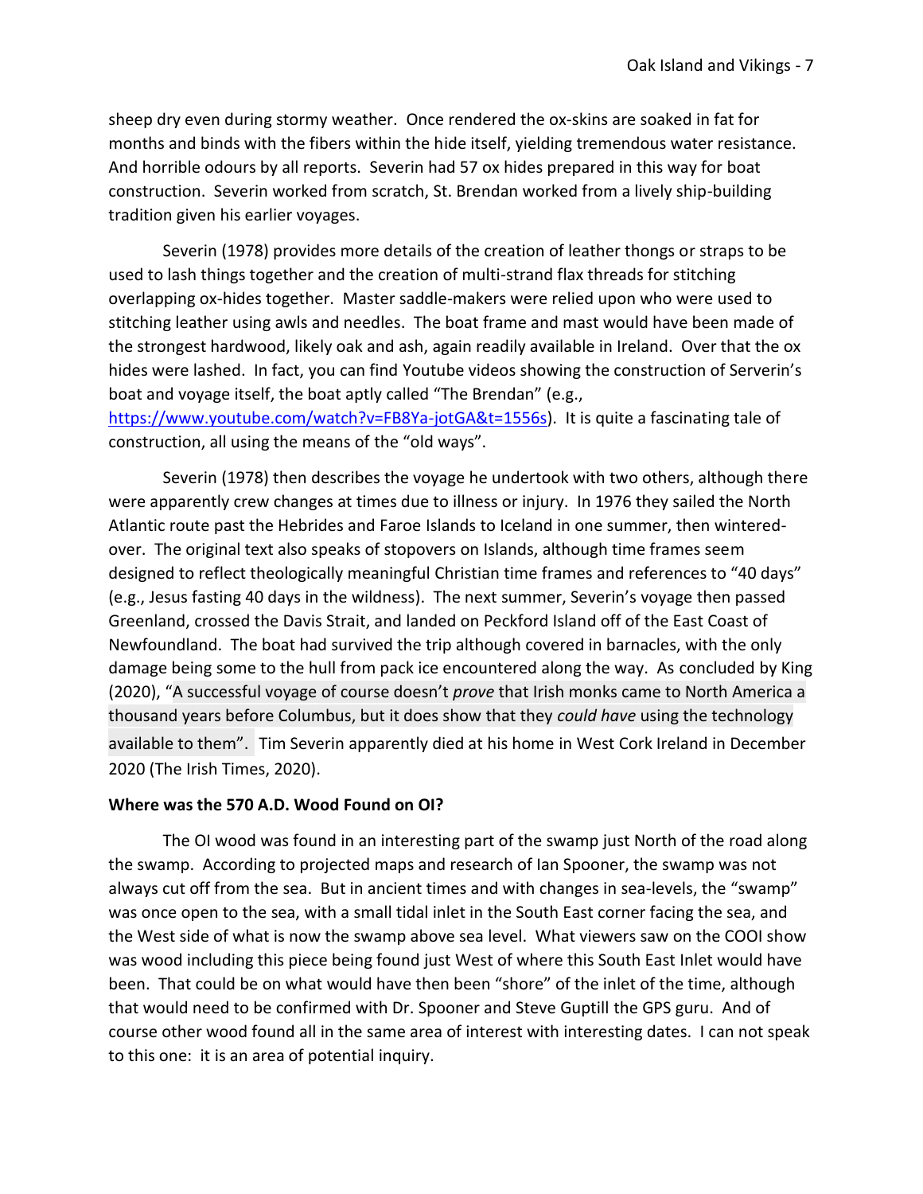sheep dry even during stormy weather. Once rendered the ox-skins are soaked in fat for months and binds with the fibers within the hide itself, yielding tremendous water resistance. And horrible odours by all reports. Severin had 57 ox hides prepared in this way for boat construction. Severin worked from scratch, St. Brendan worked from a lively ship-building tradition given his earlier voyages.

Severin (1978) provides more details of the creation of leather thongs or straps to be used to lash things together and the creation of multi-strand flax threads for stitching overlapping ox-hides together. Master saddle-makers were relied upon who were used to stitching leather using awls and needles. The boat frame and mast would have been made of the strongest hardwood, likely oak and ash, again readily available in Ireland. Over that the ox hides were lashed. In fact, you can find Youtube videos showing the construction of Serverin's boat and voyage itself, the boat aptly called "The Brendan" (e.g., https://www.youtube.com/watch?v=FB8Ya-jotGA&t=1556s). It is quite a fascinating tale of construction, all using the means of the "old ways".

Severin (1978) then describes the voyage he undertook with two others, although there were apparently crew changes at times due to illness or injury. In 1976 they sailed the North Atlantic route past the Hebrides and Faroe Islands to Iceland in one summer, then wintered-over. The original text also speaks of stopovers on Islands, although time frames seem designed to reflect theologically meaningful Christian time frames and references to "40 days" (e.g., Jesus fasting 40 days in the wildness). The next summer, Severin's voyage then passed Greenland, crossed the Davis Strait, and landed on Peckford Island off of the East Coast of Newfoundland. The boat had survived the trip although covered in barnacles, with the only damage being some to the hull from pack ice encountered along the way. As concluded by King (2020), "A successful voyage of course doesn't *prove* that Irish monks came to North America a thousand years before Columbus, but it does show that they *could have* using the technology available to them". Tim Severin apparently died at his home in West Cork Ireland in December 2020 (The Irish Times, 2020).

**Where was the 570 A.D. Wood Found on OI?**

The OI wood was found in an interesting part of the swamp just North of the road along the swamp. According to projected maps and research of Ian Spooner, the swamp was not always cut off from the sea. But in ancient times and with changes in sea-levels, the "swamp" was once open to the sea, with a small tidal inlet in the South East corner facing the sea, and the West side of what is now the swamp above sea level. What viewers saw on the COOI show was wood including this piece being found just West of where this South East Inlet would have been. That could be on what would have then been "shore" of the inlet of the time, although that would need to be confirmed with Dr. Spooner and Steve Guptill the GPS guru. And of course other wood found all in the same area of interest with interesting dates. I can not speak to this one: it is an area of potential inquiry.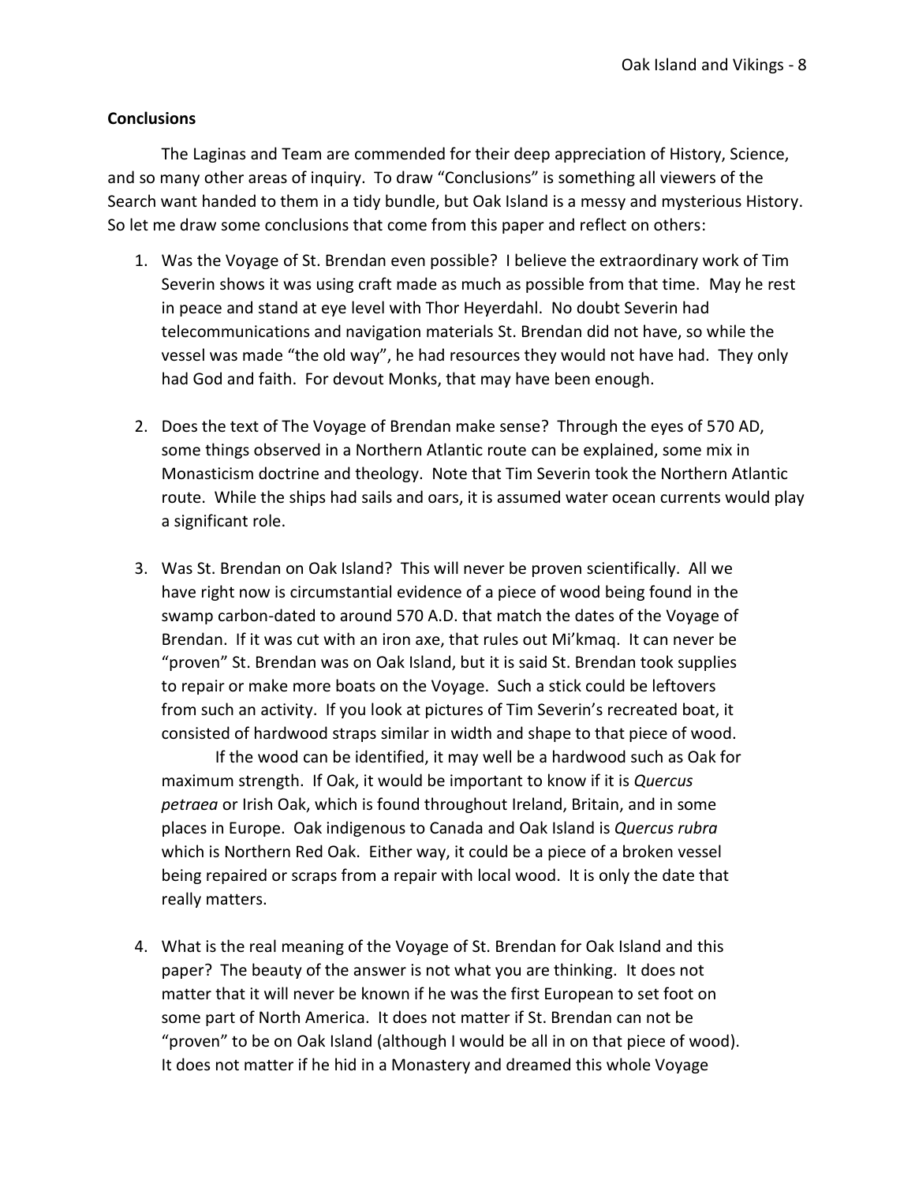**Conclusions**

The Laginas and Team are commended for their deep appreciation of History, Science, and so many other areas of inquiry. To draw "Conclusions" is something all viewers of the Search want handed to them in a tidy bundle, but Oak Island is a messy and mysterious History. So let me draw some conclusions that come from this paper and reflect on others:

1. Was the Voyage of St. Brendan even possible? I believe the extraordinary work of Tim Severin shows it was using craft made as much as possible from that time. May he rest in peace and stand at eye level with Thor Heyerdahl. No doubt Severin had telecommunications and navigation materials St. Brendan did not have, so while the vessel was made "the old way", he had resources they would not have had. They only had God and faith. For devout Monks, that may have been enough.

2. Does the text of The Voyage of Brendan make sense? Through the eyes of 570 AD, some things observed in a Northern Atlantic route can be explained, some mix in Monasticism doctrine and theology. Note that Tim Severin took the Northern Atlantic route. While the ships had sails and oars, it is assumed water ocean currents would play a significant role.

3. Was St. Brendan on Oak Island? This will never be proven scientifically. All we have right now is circumstantial evidence of a piece of wood being found in the swamp carbon-dated to around 570 A.D. that match the dates of the Voyage of Brendan. If it was cut with an iron axe, that rules out Mi'kmaq. It can never be "proven" St. Brendan was on Oak Island, but it is said St. Brendan took supplies to repair or make more boats on the Voyage. Such a stick could be leftovers from such an activity. If you look at pictures of Tim Severin's recreated boat, it consisted of hardwood straps similar in width and shape to that piece of wood.

   If the wood can be identified, it may well be a hardwood such as Oak for maximum strength. If Oak, it would be important to know if it is *Quercus petraea* or Irish Oak, which is found throughout Ireland, Britain, and in some places in Europe. Oak indigenous to Canada and Oak Island is *Quercus rubra* which is Northern Red Oak. Either way, it could be a piece of a broken vessel being repaired or scraps from a repair with local wood. It is only the date that really matters.

4. What is the real meaning of the Voyage of St. Brendan for Oak Island and this paper? The beauty of the answer is not what you are thinking. It does not matter that it will never be known if he was the first European to set foot on some part of North America. It does not matter if St. Brendan can not be "proven" to be on Oak Island (although I would be all in on that piece of wood). It does not matter if he hid in a Monastery and dreamed this whole Voyage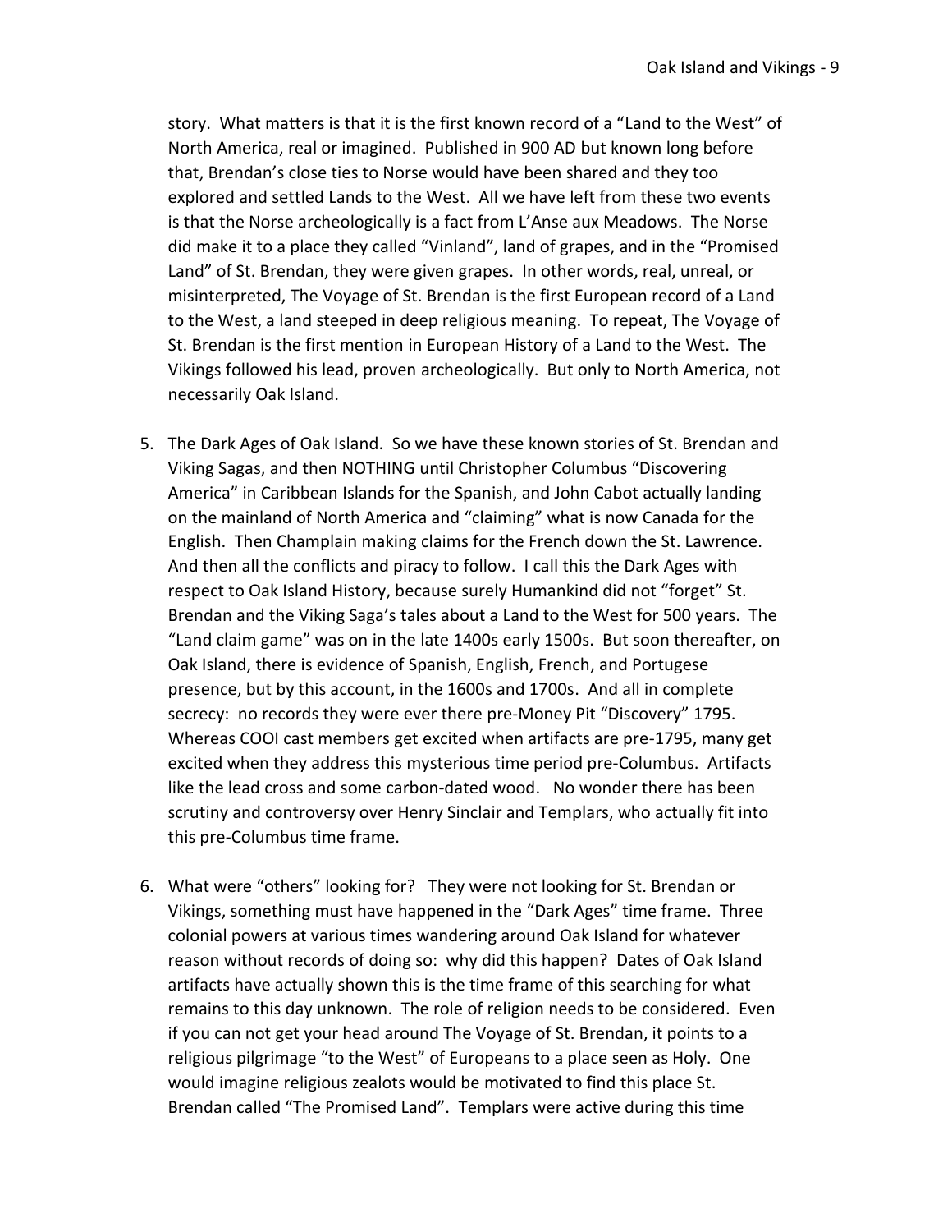story. What matters is that it is the first known record of a "Land to the West" of North America, real or imagined. Published in 900 AD but known long before that, Brendan's close ties to Norse would have been shared and they too explored and settled Lands to the West. All we have left from these two events is that the Norse archeologically is a fact from L'Anse aux Meadows. The Norse did make it to a place they called "Vinland", land of grapes, and in the "Promised Land" of St. Brendan, they were given grapes. In other words, real, unreal, or misinterpreted, The Voyage of St. Brendan is the first European record of a Land to the West, a land steeped in deep religious meaning. To repeat, The Voyage of St. Brendan is the first mention in European History of a Land to the West. The Vikings followed his lead, proven archeologically. But only to North America, not necessarily Oak Island.

5. The Dark Ages of Oak Island. So we have these known stories of St. Brendan and Viking Sagas, and then NOTHING until Christopher Columbus "Discovering America" in Caribbean Islands for the Spanish, and John Cabot actually landing on the mainland of North America and "claiming" what is now Canada for the English. Then Champlain making claims for the French down the St. Lawrence. And then all the conflicts and piracy to follow. I call this the Dark Ages with respect to Oak Island History, because surely Humankind did not "forget" St. Brendan and the Viking Saga's tales about a Land to the West for 500 years. The "Land claim game" was on in the late 1400s early 1500s. But soon thereafter, on Oak Island, there is evidence of Spanish, English, French, and Portugese presence, but by this account, in the 1600s and 1700s. And all in complete secrecy: no records they were ever there pre-Money Pit "Discovery" 1795. Whereas COOI cast members get excited when artifacts are pre-1795, many get excited when they address this mysterious time period pre-Columbus. Artifacts like the lead cross and some carbon-dated wood. No wonder there has been scrutiny and controversy over Henry Sinclair and Templars, who actually fit into this pre-Columbus time frame.

6. What were "others" looking for? They were not looking for St. Brendan or Vikings, something must have happened in the "Dark Ages" time frame. Three colonial powers at various times wandering around Oak Island for whatever reason without records of doing so: why did this happen? Dates of Oak Island artifacts have actually shown this is the time frame of this searching for what remains to this day unknown. The role of religion needs to be considered. Even if you can not get your head around The Voyage of St. Brendan, it points to a religious pilgrimage "to the West" of Europeans to a place seen as Holy. One would imagine religious zealots would be motivated to find this place St. Brendan called "The Promised Land". Templars were active during this time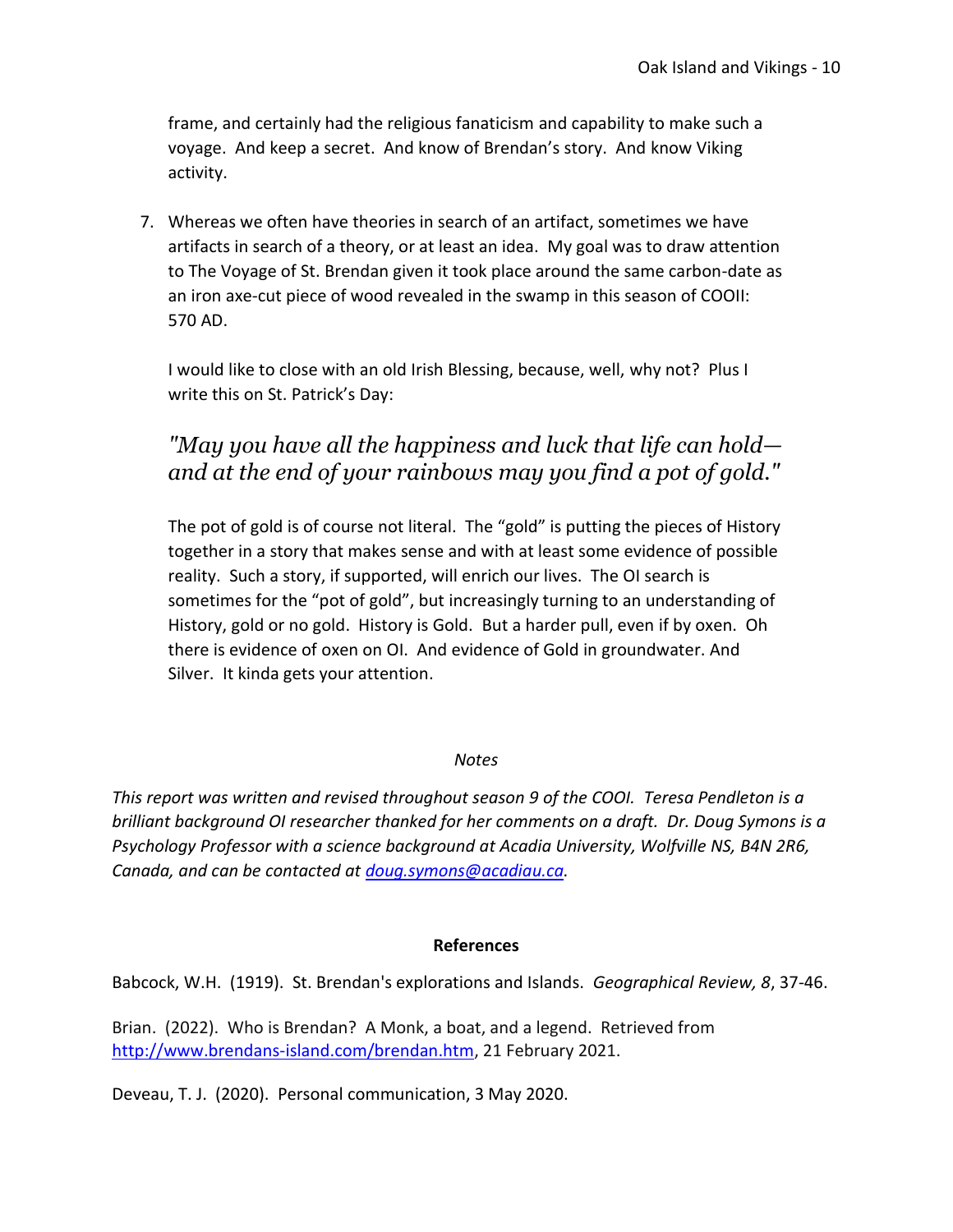frame, and certainly had the religious fanaticism and capability to make such a voyage. And keep a secret. And know of Brendan's story. And know Viking activity.

7. Whereas we often have theories in search of an artifact, sometimes we have artifacts in search of a theory, or at least an idea. My goal was to draw attention to The Voyage of St. Brendan given it took place around the same carbon-date as an iron axe-cut piece of wood revealed in the swamp in this season of COOII: 570 AD.

   I would like to close with an old Irish Blessing, because, well, why not? Plus I write this on St. Patrick's Day:

   *"May you have all the happiness and luck that life can hold— and at the end of your rainbows may you find a pot of gold."*

   The pot of gold is of course not literal. The "gold" is putting the pieces of History together in a story that makes sense and with at least some evidence of possible reality. Such a story, if supported, will enrich our lives. The OI search is sometimes for the "pot of gold", but increasingly turning to an understanding of History, gold or no gold. History is Gold. But a harder pull, even if by oxen. Oh there is evidence of oxen on OI. And evidence of Gold in groundwater. And Silver. It kinda gets your attention.

*Notes*

*This report was written and revised throughout season 9 of the COOI. Teresa Pendleton is a brilliant background OI researcher thanked for her comments on a draft. Dr. Doug Symons is a Psychology Professor with a science background at Acadia University, Wolfville NS, B4N 2R6, Canada, and can be contacted at doug.symons@acadiau.ca.*

**References**

Babcock, W.H. (1919). St. Brendan's explorations and Islands. *Geographical Review, 8*, 37-46.

Brian. (2022). Who is Brendan? A Monk, a boat, and a legend. Retrieved from http://www.brendans-island.com/brendan.htm, 21 February 2021.

Deveau, T. J. (2020). Personal communication, 3 May 2020.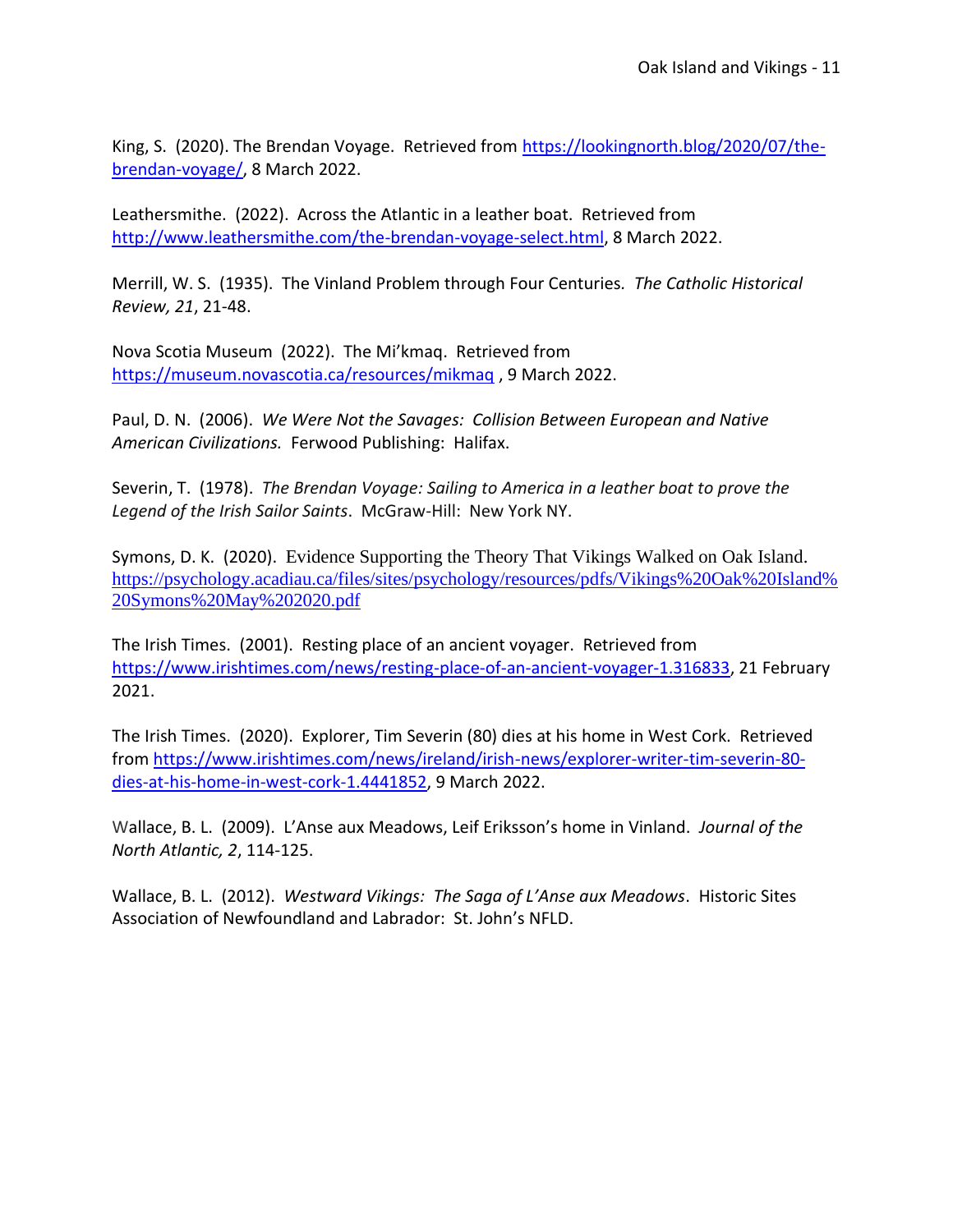King, S. (2020). The Brendan Voyage. Retrieved from https://lookingnorth.blog/2020/07/the-brendan-voyage/, 8 March 2022.

Leathersmithe. (2022). Across the Atlantic in a leather boat. Retrieved from http://www.leathersmithe.com/the-brendan-voyage-select.html, 8 March 2022.

Merrill, W. S. (1935). The Vinland Problem through Four Centuries. *The Catholic Historical Review, 21*, 21-48.

Nova Scotia Museum (2022). The Mi'kmaq. Retrieved from https://museum.novascotia.ca/resources/mikmaq , 9 March 2022.

Paul, D. N. (2006). *We Were Not the Savages: Collision Between European and Native American Civilizations.* Ferwood Publishing: Halifax.

Severin, T. (1978). *The Brendan Voyage: Sailing to America in a leather boat to prove the Legend of the Irish Sailor Saints*. McGraw-Hill: New York NY.

Symons, D. K. (2020). Evidence Supporting the Theory That Vikings Walked on Oak Island. https://psychology.acadiau.ca/files/sites/psychology/resources/pdfs/Vikings%20Oak%20Island%20Symons%20May%202020.pdf

The Irish Times. (2001). Resting place of an ancient voyager. Retrieved from https://www.irishtimes.com/news/resting-place-of-an-ancient-voyager-1.316833, 21 February 2021.

The Irish Times. (2020). Explorer, Tim Severin (80) dies at his home in West Cork. Retrieved from https://www.irishtimes.com/news/ireland/irish-news/explorer-writer-tim-severin-80-dies-at-his-home-in-west-cork-1.4441852, 9 March 2022.

Wallace, B. L. (2009). L'Anse aux Meadows, Leif Eriksson's home in Vinland. *Journal of the North Atlantic, 2*, 114-125.

Wallace, B. L. (2012). *Westward Vikings: The Saga of L'Anse aux Meadows*. Historic Sites Association of Newfoundland and Labrador: St. John's NFLD.